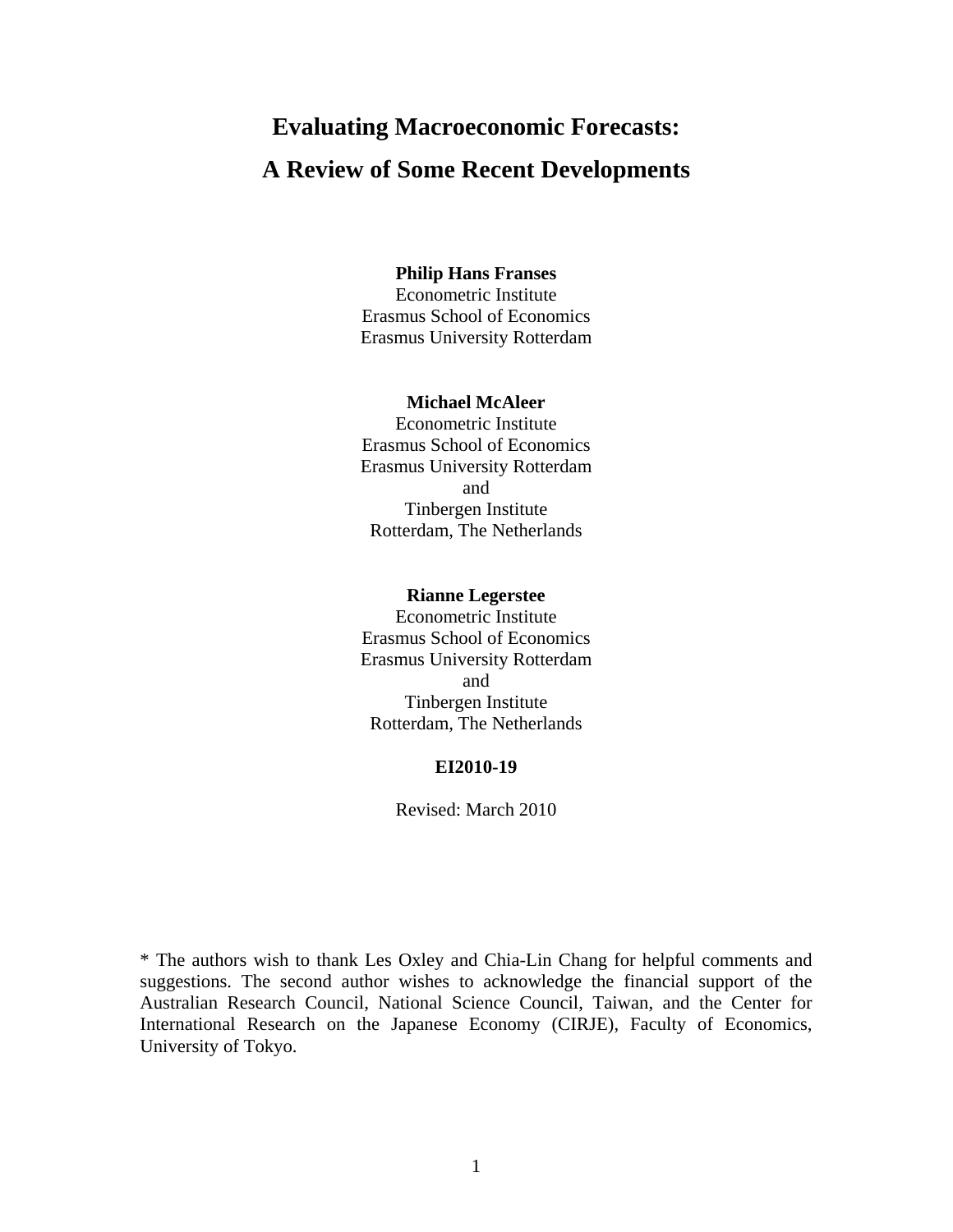# Evaluating Macroeconomic Forecasts:

# A Review of Some Recent Developments

**Philip Hans Franses**
Econometric Institute
Erasmus School of Economics
Erasmus University Rotterdam

**Michael McAleer**
Econometric Institute
Erasmus School of Economics
Erasmus University Rotterdam
and
Tinbergen Institute
Rotterdam, The Netherlands

**Rianne Legerstee**
Econometric Institute
Erasmus School of Economics
Erasmus University Rotterdam
and
Tinbergen Institute
Rotterdam, The Netherlands

**EI2010-19**

Revised: March 2010

* The authors wish to thank Les Oxley and Chia-Lin Chang for helpful comments and suggestions. The second author wishes to acknowledge the financial support of the Australian Research Council, National Science Council, Taiwan, and the Center for International Research on the Japanese Economy (CIRJE), Faculty of Economics, University of Tokyo.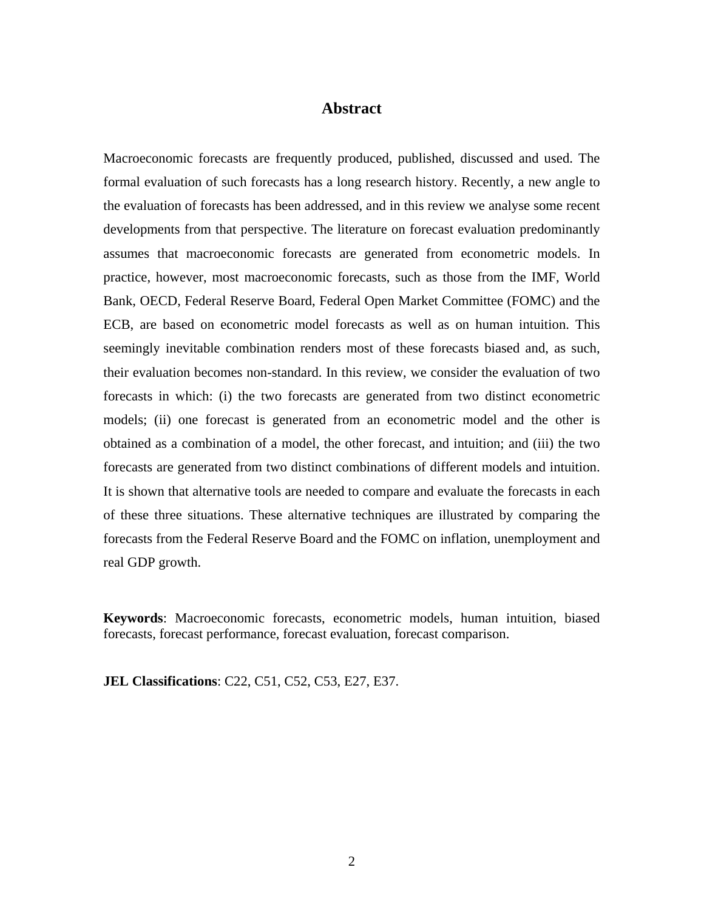## Abstract

Macroeconomic forecasts are frequently produced, published, discussed and used. The formal evaluation of such forecasts has a long research history. Recently, a new angle to the evaluation of forecasts has been addressed, and in this review we analyse some recent developments from that perspective. The literature on forecast evaluation predominantly assumes that macroeconomic forecasts are generated from econometric models. In practice, however, most macroeconomic forecasts, such as those from the IMF, World Bank, OECD, Federal Reserve Board, Federal Open Market Committee (FOMC) and the ECB, are based on econometric model forecasts as well as on human intuition. This seemingly inevitable combination renders most of these forecasts biased and, as such, their evaluation becomes non-standard. In this review, we consider the evaluation of two forecasts in which: (i) the two forecasts are generated from two distinct econometric models; (ii) one forecast is generated from an econometric model and the other is obtained as a combination of a model, the other forecast, and intuition; and (iii) the two forecasts are generated from two distinct combinations of different models and intuition. It is shown that alternative tools are needed to compare and evaluate the forecasts in each of these three situations. These alternative techniques are illustrated by comparing the forecasts from the Federal Reserve Board and the FOMC on inflation, unemployment and real GDP growth.

**Keywords**: Macroeconomic forecasts, econometric models, human intuition, biased forecasts, forecast performance, forecast evaluation, forecast comparison.

**JEL Classifications**: C22, C51, C52, C53, E27, E37.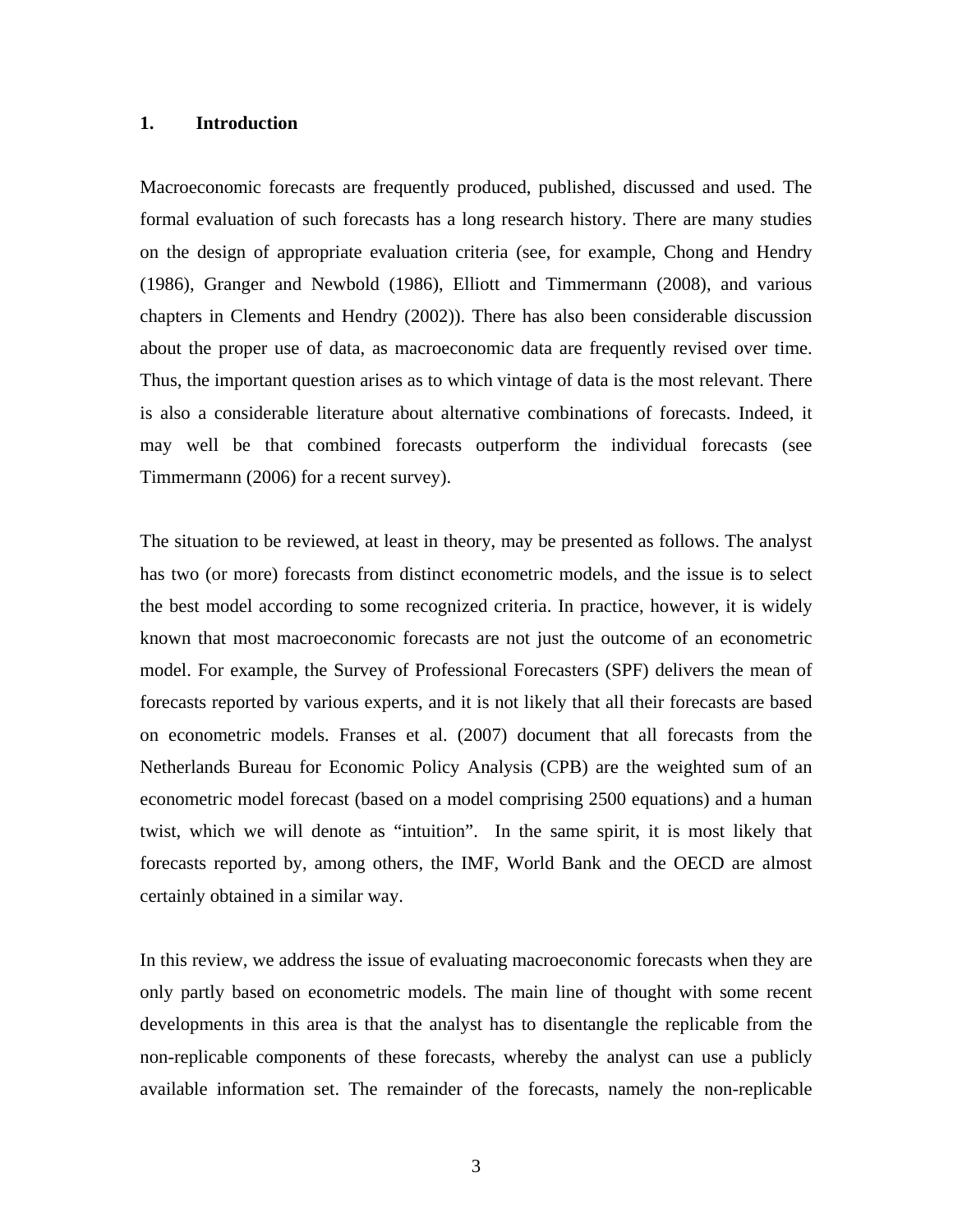## 1. Introduction

Macroeconomic forecasts are frequently produced, published, discussed and used. The formal evaluation of such forecasts has a long research history. There are many studies on the design of appropriate evaluation criteria (see, for example, Chong and Hendry (1986), Granger and Newbold (1986), Elliott and Timmermann (2008), and various chapters in Clements and Hendry (2002)). There has also been considerable discussion about the proper use of data, as macroeconomic data are frequently revised over time. Thus, the important question arises as to which vintage of data is the most relevant. There is also a considerable literature about alternative combinations of forecasts. Indeed, it may well be that combined forecasts outperform the individual forecasts (see Timmermann (2006) for a recent survey).

The situation to be reviewed, at least in theory, may be presented as follows. The analyst has two (or more) forecasts from distinct econometric models, and the issue is to select the best model according to some recognized criteria. In practice, however, it is widely known that most macroeconomic forecasts are not just the outcome of an econometric model. For example, the Survey of Professional Forecasters (SPF) delivers the mean of forecasts reported by various experts, and it is not likely that all their forecasts are based on econometric models. Franses et al. (2007) document that all forecasts from the Netherlands Bureau for Economic Policy Analysis (CPB) are the weighted sum of an econometric model forecast (based on a model comprising 2500 equations) and a human twist, which we will denote as "intuition". In the same spirit, it is most likely that forecasts reported by, among others, the IMF, World Bank and the OECD are almost certainly obtained in a similar way.

In this review, we address the issue of evaluating macroeconomic forecasts when they are only partly based on econometric models. The main line of thought with some recent developments in this area is that the analyst has to disentangle the replicable from the non-replicable components of these forecasts, whereby the analyst can use a publicly available information set. The remainder of the forecasts, namely the non-replicable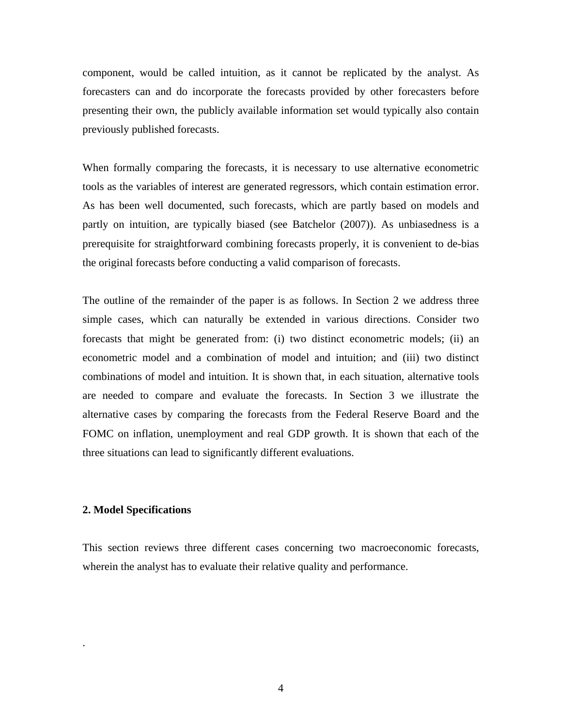component, would be called intuition, as it cannot be replicated by the analyst. As forecasters can and do incorporate the forecasts provided by other forecasters before presenting their own, the publicly available information set would typically also contain previously published forecasts.

When formally comparing the forecasts, it is necessary to use alternative econometric tools as the variables of interest are generated regressors, which contain estimation error. As has been well documented, such forecasts, which are partly based on models and partly on intuition, are typically biased (see Batchelor (2007)). As unbiasedness is a prerequisite for straightforward combining forecasts properly, it is convenient to de-bias the original forecasts before conducting a valid comparison of forecasts.

The outline of the remainder of the paper is as follows. In Section 2 we address three simple cases, which can naturally be extended in various directions. Consider two forecasts that might be generated from: (i) two distinct econometric models; (ii) an econometric model and a combination of model and intuition; and (iii) two distinct combinations of model and intuition. It is shown that, in each situation, alternative tools are needed to compare and evaluate the forecasts. In Section 3 we illustrate the alternative cases by comparing the forecasts from the Federal Reserve Board and the FOMC on inflation, unemployment and real GDP growth. It is shown that each of the three situations can lead to significantly different evaluations.

## 2. Model Specifications

This section reviews three different cases concerning two macroeconomic forecasts, wherein the analyst has to evaluate their relative quality and performance.

.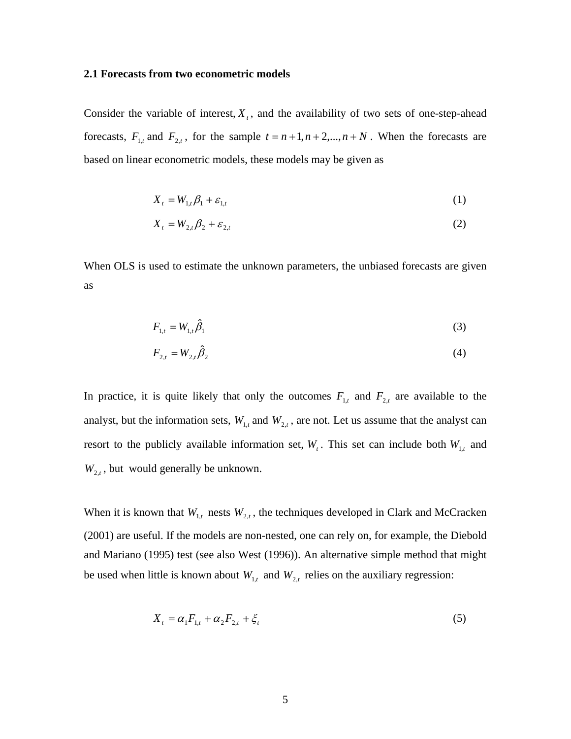### 2.1 Forecasts from two econometric models

Consider the variable of interest, $X_t$, and the availability of two sets of one-step-ahead forecasts, $F_{1,t}$ and $F_{2,t}$, for the sample $t = n+1, n+2, ..., n+N$. When the forecasts are based on linear econometric models, these models may be given as

$$X_t = W_{1,t}\beta_1 + \varepsilon_{1,t} \tag{1}$$

$$X_t = W_{2,t}\beta_2 + \varepsilon_{2,t} \tag{2}$$

When OLS is used to estimate the unknown parameters, the unbiased forecasts are given as

$$F_{1,t} = W_{1,t}\hat{\beta}_1 \tag{3}$$

$$F_{2,t} = W_{2,t}\hat{\beta}_2 \tag{4}$$

In practice, it is quite likely that only the outcomes $F_{1,t}$ and $F_{2,t}$ are available to the analyst, but the information sets, $W_{1,t}$ and $W_{2,t}$, are not. Let us assume that the analyst can resort to the publicly available information set, $W_t$. This set can include both $W_{1,t}$ and $W_{2,t}$, but would generally be unknown.

When it is known that $W_{1,t}$ nests $W_{2,t}$, the techniques developed in Clark and McCracken (2001) are useful. If the models are non-nested, one can rely on, for example, the Diebold and Mariano (1995) test (see also West (1996)). An alternative simple method that might be used when little is known about $W_{1,t}$ and $W_{2,t}$ relies on the auxiliary regression:

$$X_t = \alpha_1 F_{1,t} + \alpha_2 F_{2,t} + \xi_t \tag{5}$$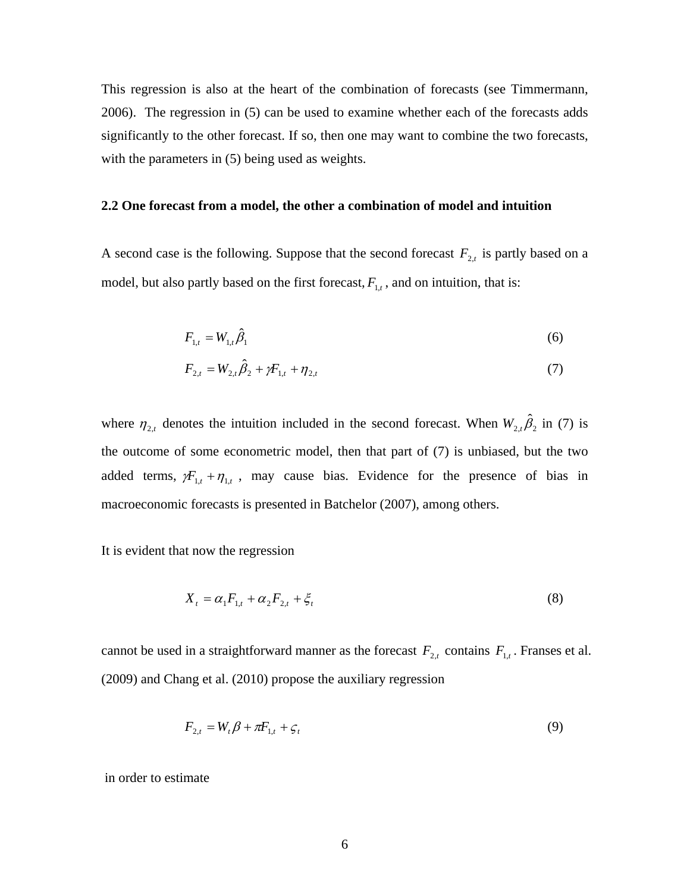This regression is also at the heart of the combination of forecasts (see Timmermann, 2006). The regression in (5) can be used to examine whether each of the forecasts adds significantly to the other forecast. If so, then one may want to combine the two forecasts, with the parameters in (5) being used as weights.

### 2.2 One forecast from a model, the other a combination of model and intuition

A second case is the following. Suppose that the second forecast $F_{2,t}$ is partly based on a model, but also partly based on the first forecast, $F_{1,t}$, and on intuition, that is:

$$F_{1,t} = W_{1,t}\hat{\beta}_1 \tag{6}$$

$$F_{2,t} = W_{2,t}\hat{\beta}_2 + \gamma F_{1,t} + \eta_{2,t} \tag{7}$$

where $\eta_{2,t}$ denotes the intuition included in the second forecast. When $W_{2,t}\hat{\beta}_2$ in (7) is the outcome of some econometric model, then that part of (7) is unbiased, but the two added terms, $\gamma F_{1,t} + \eta_{1,t}$, may cause bias. Evidence for the presence of bias in macroeconomic forecasts is presented in Batchelor (2007), among others.

It is evident that now the regression

$$X_t = \alpha_1 F_{1,t} + \alpha_2 F_{2,t} + \xi_t \tag{8}$$

cannot be used in a straightforward manner as the forecast $F_{2,t}$ contains $F_{1,t}$. Franses et al. (2009) and Chang et al. (2010) propose the auxiliary regression

$$F_{2,t} = W_t\beta + \pi F_{1,t} + \varsigma_t \tag{9}$$

in order to estimate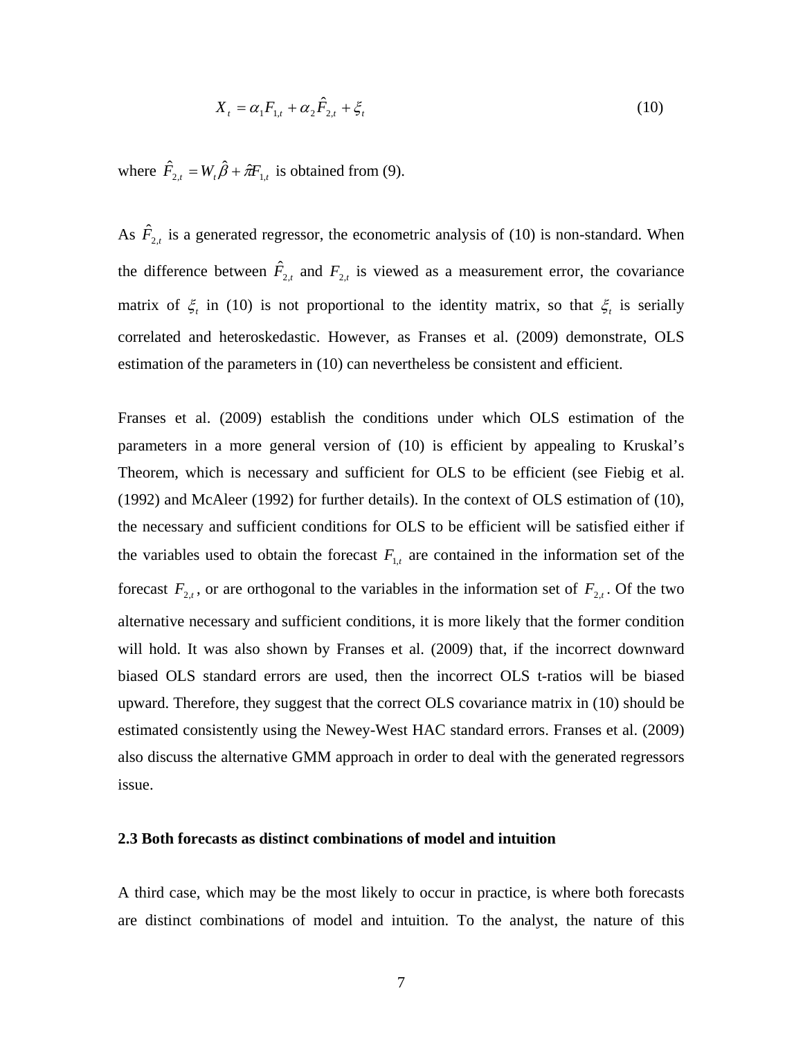$$X_t = \alpha_1 F_{1,t} + \alpha_2 \hat{F}_{2,t} + \xi_t \tag{10}$$

where $\hat{F}_{2,t} = W_t \hat{\beta} + \hat{\pi} F_{1,t}$ is obtained from (9).

As $\hat{F}_{2,t}$ is a generated regressor, the econometric analysis of (10) is non-standard. When the difference between $\hat{F}_{2,t}$ and $F_{2,t}$ is viewed as a measurement error, the covariance matrix of $\xi_t$ in (10) is not proportional to the identity matrix, so that $\xi_t$ is serially correlated and heteroskedastic. However, as Franses et al. (2009) demonstrate, OLS estimation of the parameters in (10) can nevertheless be consistent and efficient.

Franses et al. (2009) establish the conditions under which OLS estimation of the parameters in a more general version of (10) is efficient by appealing to Kruskal's Theorem, which is necessary and sufficient for OLS to be efficient (see Fiebig et al. (1992) and McAleer (1992) for further details). In the context of OLS estimation of (10), the necessary and sufficient conditions for OLS to be efficient will be satisfied either if the variables used to obtain the forecast $F_{1,t}$ are contained in the information set of the forecast $F_{2,t}$, or are orthogonal to the variables in the information set of $F_{2,t}$. Of the two alternative necessary and sufficient conditions, it is more likely that the former condition will hold. It was also shown by Franses et al. (2009) that, if the incorrect downward biased OLS standard errors are used, then the incorrect OLS t-ratios will be biased upward. Therefore, they suggest that the correct OLS covariance matrix in (10) should be estimated consistently using the Newey-West HAC standard errors. Franses et al. (2009) also discuss the alternative GMM approach in order to deal with the generated regressors issue.

### 2.3 Both forecasts as distinct combinations of model and intuition

A third case, which may be the most likely to occur in practice, is where both forecasts are distinct combinations of model and intuition. To the analyst, the nature of this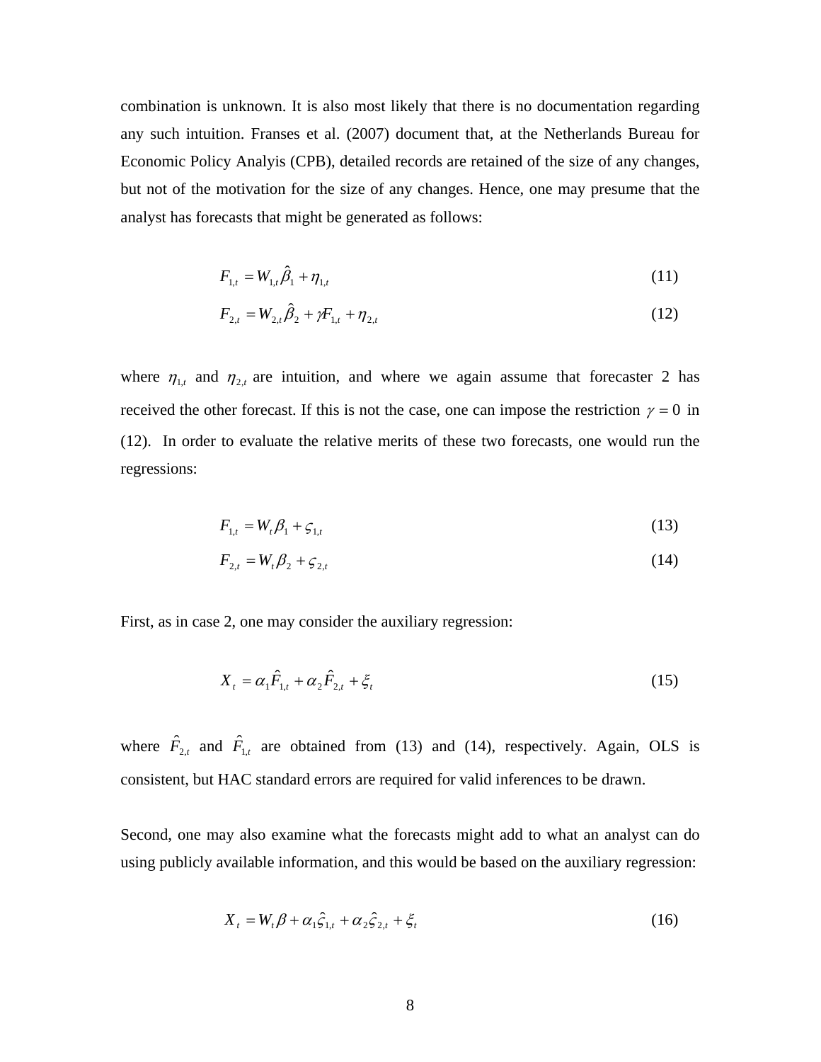combination is unknown. It is also most likely that there is no documentation regarding any such intuition. Franses et al. (2007) document that, at the Netherlands Bureau for Economic Policy Analyis (CPB), detailed records are retained of the size of any changes, but not of the motivation for the size of any changes. Hence, one may presume that the analyst has forecasts that might be generated as follows:

$$F_{1,t} = W_{1,t}\hat{\beta}_1 + \eta_{1,t} \tag{11}$$

$$F_{2,t} = W_{2,t}\hat{\beta}_2 + \gamma F_{1,t} + \eta_{2,t} \tag{12}$$

where $\eta_{1,t}$ and $\eta_{2,t}$ are intuition, and where we again assume that forecaster 2 has received the other forecast. If this is not the case, one can impose the restriction $\gamma = 0$ in (12). In order to evaluate the relative merits of these two forecasts, one would run the regressions:

$$F_{1,t} = W_t\beta_1 + \varsigma_{1,t} \tag{13}$$

$$F_{2,t} = W_t\beta_2 + \varsigma_{2,t} \tag{14}$$

First, as in case 2, one may consider the auxiliary regression:

$$X_t = \alpha_1\hat{F}_{1,t} + \alpha_2\hat{F}_{2,t} + \xi_t \tag{15}$$

where $\hat{F}_{2,t}$ and $\hat{F}_{1,t}$ are obtained from (13) and (14), respectively. Again, OLS is consistent, but HAC standard errors are required for valid inferences to be drawn.

Second, one may also examine what the forecasts might add to what an analyst can do using publicly available information, and this would be based on the auxiliary regression:

$$X_t = W_t\beta + \alpha_1\hat{\varsigma}_{1,t} + \alpha_2\hat{\varsigma}_{2,t} + \xi_t \tag{16}$$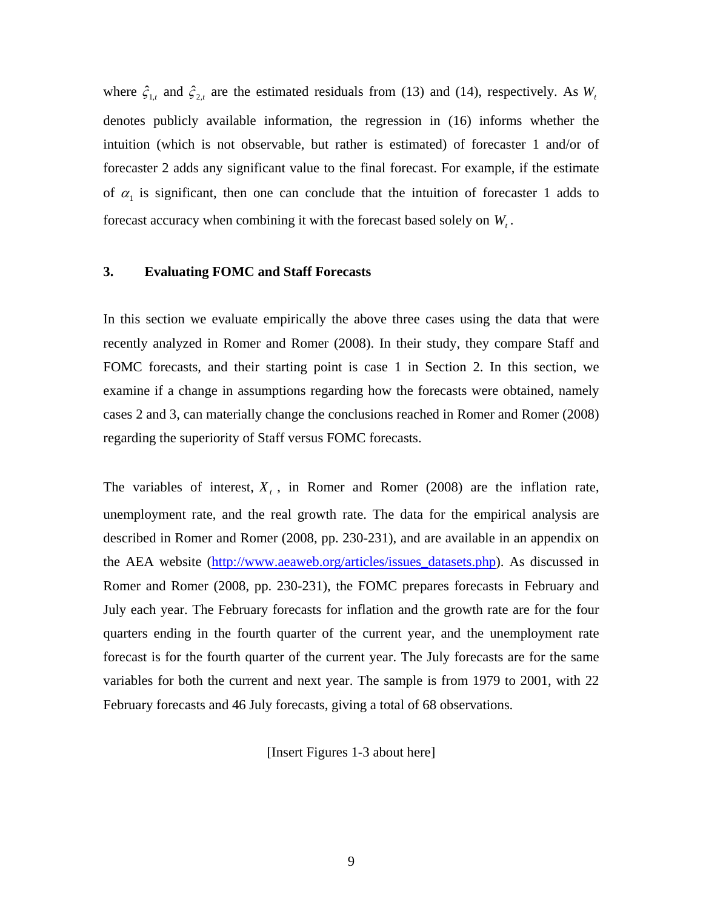where $\hat{\varsigma}_{1,t}$ and $\hat{\varsigma}_{2,t}$ are the estimated residuals from (13) and (14), respectively. As $W_t$ denotes publicly available information, the regression in (16) informs whether the intuition (which is not observable, but rather is estimated) of forecaster 1 and/or of forecaster 2 adds any significant value to the final forecast. For example, if the estimate of $\alpha_1$ is significant, then one can conclude that the intuition of forecaster 1 adds to forecast accuracy when combining it with the forecast based solely on $W_t$.

## 3. Evaluating FOMC and Staff Forecasts

In this section we evaluate empirically the above three cases using the data that were recently analyzed in Romer and Romer (2008). In their study, they compare Staff and FOMC forecasts, and their starting point is case 1 in Section 2. In this section, we examine if a change in assumptions regarding how the forecasts were obtained, namely cases 2 and 3, can materially change the conclusions reached in Romer and Romer (2008) regarding the superiority of Staff versus FOMC forecasts.

The variables of interest, $X_t$, in Romer and Romer (2008) are the inflation rate, unemployment rate, and the real growth rate. The data for the empirical analysis are described in Romer and Romer (2008, pp. 230-231), and are available in an appendix on the AEA website (http://www.aeaweb.org/articles/issues_datasets.php). As discussed in Romer and Romer (2008, pp. 230-231), the FOMC prepares forecasts in February and July each year. The February forecasts for inflation and the growth rate are for the four quarters ending in the fourth quarter of the current year, and the unemployment rate forecast is for the fourth quarter of the current year. The July forecasts are for the same variables for both the current and next year. The sample is from 1979 to 2001, with 22 February forecasts and 46 July forecasts, giving a total of 68 observations.

[Insert Figures 1-3 about here]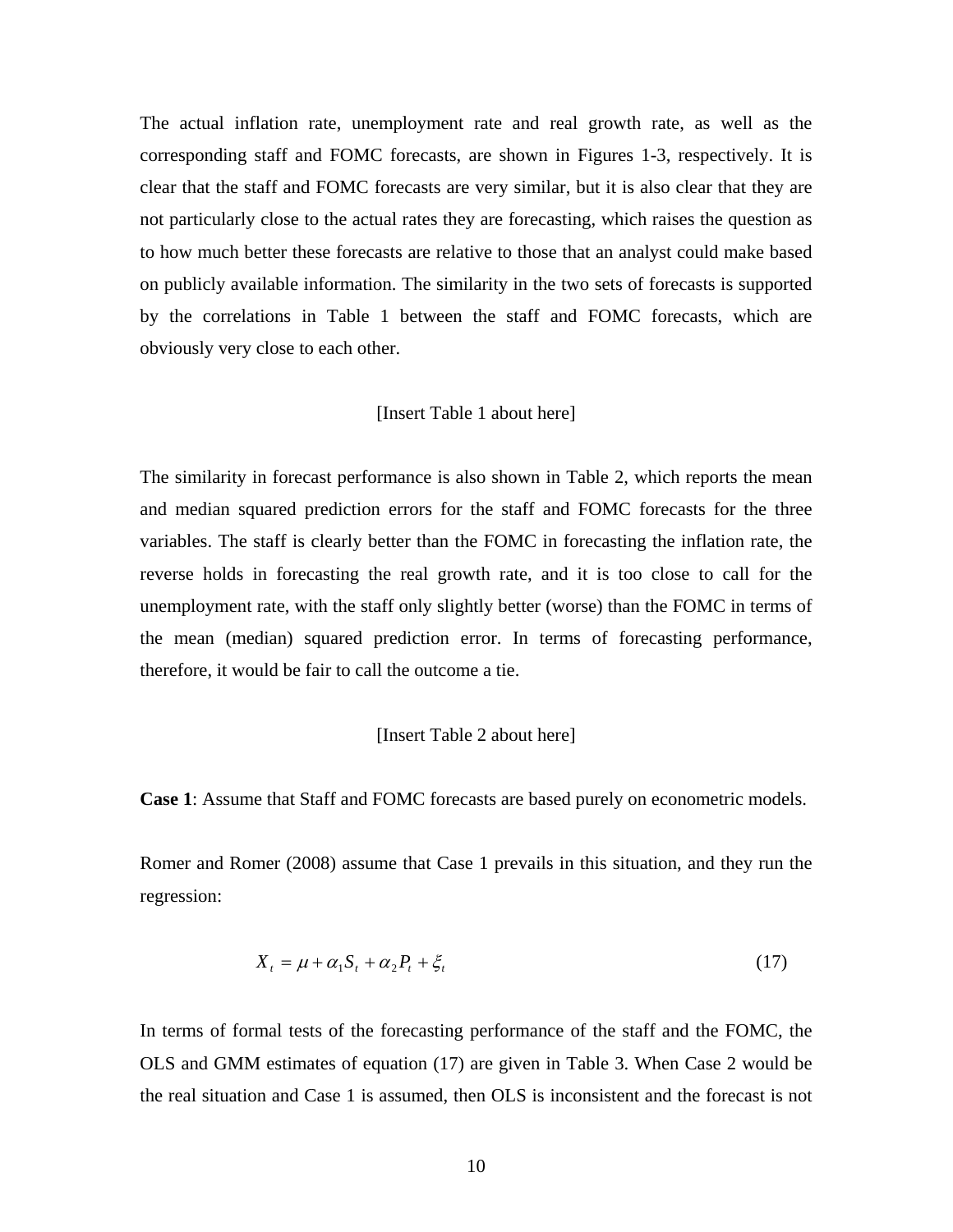The actual inflation rate, unemployment rate and real growth rate, as well as the corresponding staff and FOMC forecasts, are shown in Figures 1-3, respectively. It is clear that the staff and FOMC forecasts are very similar, but it is also clear that they are not particularly close to the actual rates they are forecasting, which raises the question as to how much better these forecasts are relative to those that an analyst could make based on publicly available information. The similarity in the two sets of forecasts is supported by the correlations in Table 1 between the staff and FOMC forecasts, which are obviously very close to each other.

[Insert Table 1 about here]

The similarity in forecast performance is also shown in Table 2, which reports the mean and median squared prediction errors for the staff and FOMC forecasts for the three variables. The staff is clearly better than the FOMC in forecasting the inflation rate, the reverse holds in forecasting the real growth rate, and it is too close to call for the unemployment rate, with the staff only slightly better (worse) than the FOMC in terms of the mean (median) squared prediction error. In terms of forecasting performance, therefore, it would be fair to call the outcome a tie.

[Insert Table 2 about here]

**Case 1**: Assume that Staff and FOMC forecasts are based purely on econometric models.

Romer and Romer (2008) assume that Case 1 prevails in this situation, and they run the regression:

$$X_t = \mu + \alpha_1 S_t + \alpha_2 P_t + \xi_t \tag{17}$$

In terms of formal tests of the forecasting performance of the staff and the FOMC, the OLS and GMM estimates of equation (17) are given in Table 3. When Case 2 would be the real situation and Case 1 is assumed, then OLS is inconsistent and the forecast is not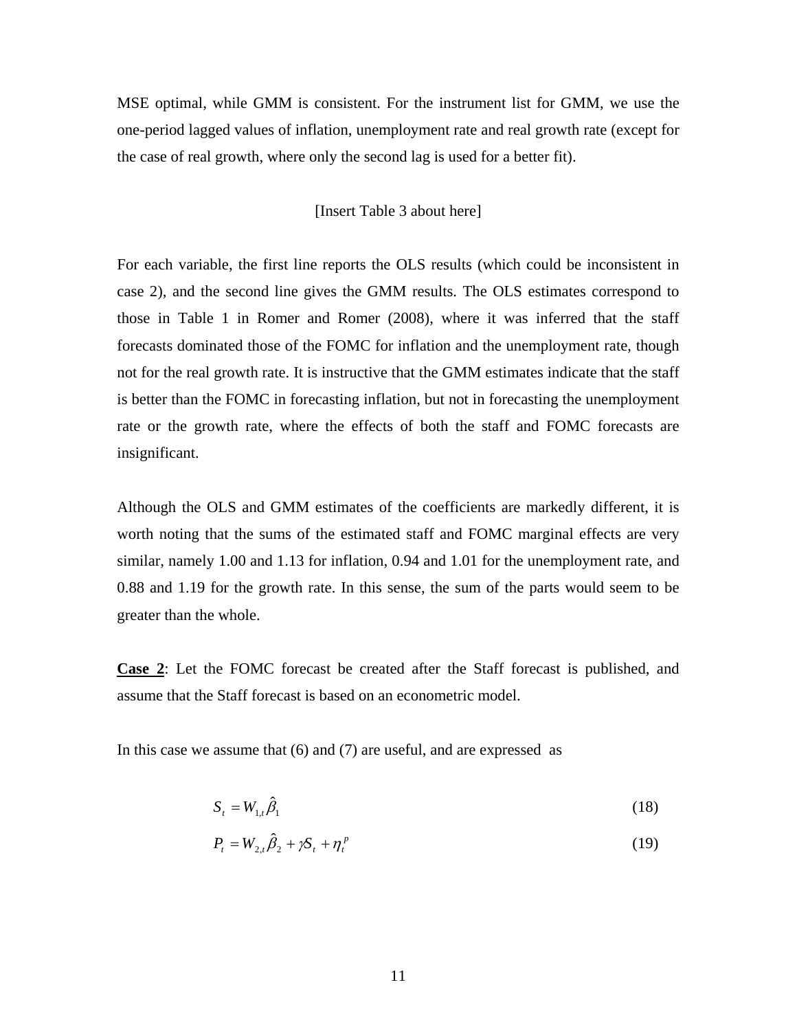MSE optimal, while GMM is consistent. For the instrument list for GMM, we use the one-period lagged values of inflation, unemployment rate and real growth rate (except for the case of real growth, where only the second lag is used for a better fit).

[Insert Table 3 about here]

For each variable, the first line reports the OLS results (which could be inconsistent in case 2), and the second line gives the GMM results. The OLS estimates correspond to those in Table 1 in Romer and Romer (2008), where it was inferred that the staff forecasts dominated those of the FOMC for inflation and the unemployment rate, though not for the real growth rate. It is instructive that the GMM estimates indicate that the staff is better than the FOMC in forecasting inflation, but not in forecasting the unemployment rate or the growth rate, where the effects of both the staff and FOMC forecasts are insignificant.

Although the OLS and GMM estimates of the coefficients are markedly different, it is worth noting that the sums of the estimated staff and FOMC marginal effects are very similar, namely 1.00 and 1.13 for inflation, 0.94 and 1.01 for the unemployment rate, and 0.88 and 1.19 for the growth rate. In this sense, the sum of the parts would seem to be greater than the whole.

**Case 2**: Let the FOMC forecast be created after the Staff forecast is published, and assume that the Staff forecast is based on an econometric model.

In this case we assume that (6) and (7) are useful, and are expressed as

$$S_t = W_{1,t}\hat{\beta}_1 \tag{18}$$

$$P_t = W_{2,t}\hat{\beta}_2 + \gamma S_t + \eta_t^p \tag{19}$$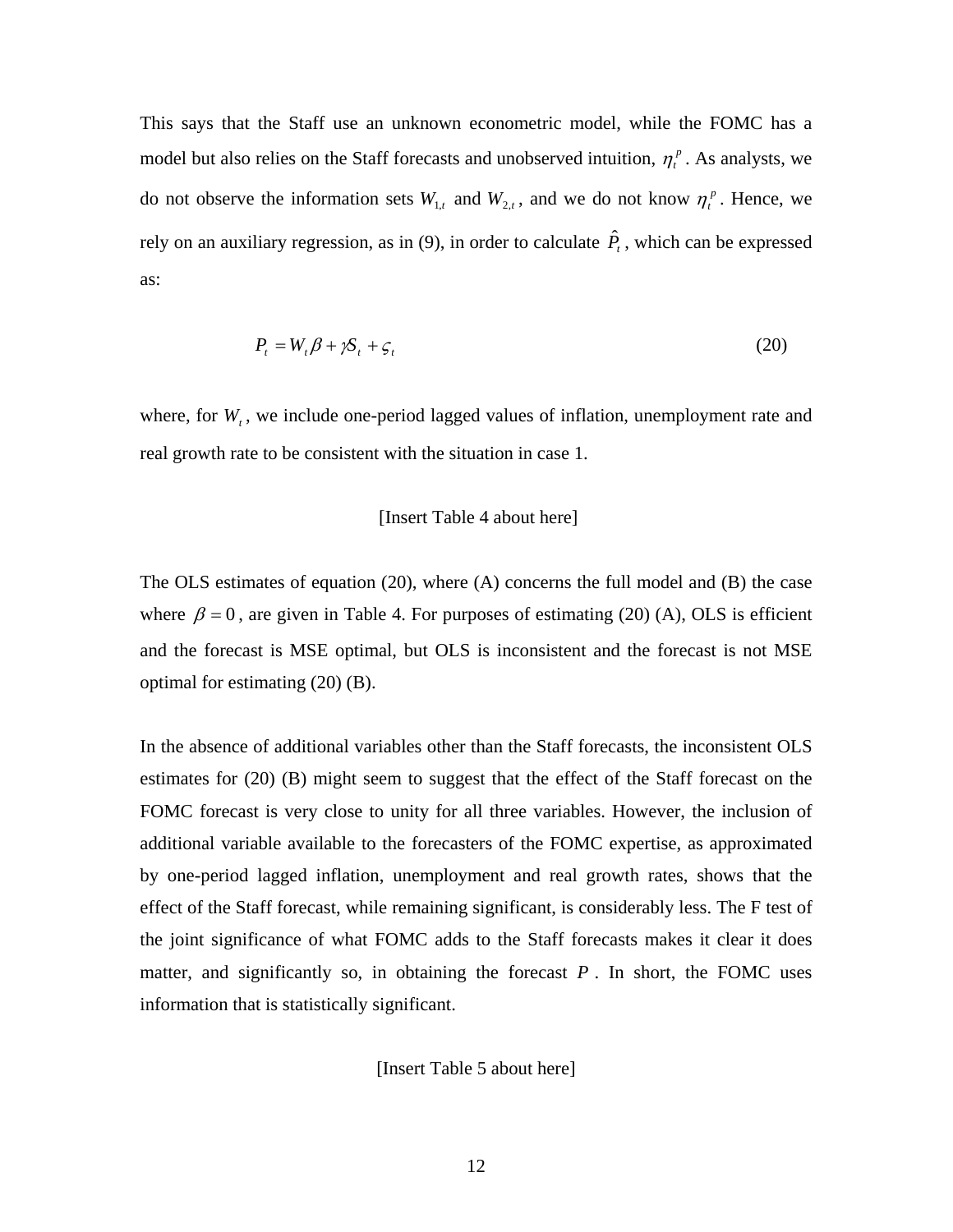This says that the Staff use an unknown econometric model, while the FOMC has a model but also relies on the Staff forecasts and unobserved intuition, $\eta_t^p$. As analysts, we do not observe the information sets $W_{1,t}$ and $W_{2,t}$, and we do not know $\eta_t^p$. Hence, we rely on an auxiliary regression, as in (9), in order to calculate $\hat{P}_t$, which can be expressed as:

$$P_t = W_t \beta + \gamma S_t + \varsigma_t \tag{20}$$

where, for $W_t$, we include one-period lagged values of inflation, unemployment rate and real growth rate to be consistent with the situation in case 1.

[Insert Table 4 about here]

The OLS estimates of equation (20), where (A) concerns the full model and (B) the case where $\beta = 0$, are given in Table 4. For purposes of estimating (20) (A), OLS is efficient and the forecast is MSE optimal, but OLS is inconsistent and the forecast is not MSE optimal for estimating (20) (B).

In the absence of additional variables other than the Staff forecasts, the inconsistent OLS estimates for (20) (B) might seem to suggest that the effect of the Staff forecast on the FOMC forecast is very close to unity for all three variables. However, the inclusion of additional variable available to the forecasters of the FOMC expertise, as approximated by one-period lagged inflation, unemployment and real growth rates, shows that the effect of the Staff forecast, while remaining significant, is considerably less. The F test of the joint significance of what FOMC adds to the Staff forecasts makes it clear it does matter, and significantly so, in obtaining the forecast $P$. In short, the FOMC uses information that is statistically significant.

[Insert Table 5 about here]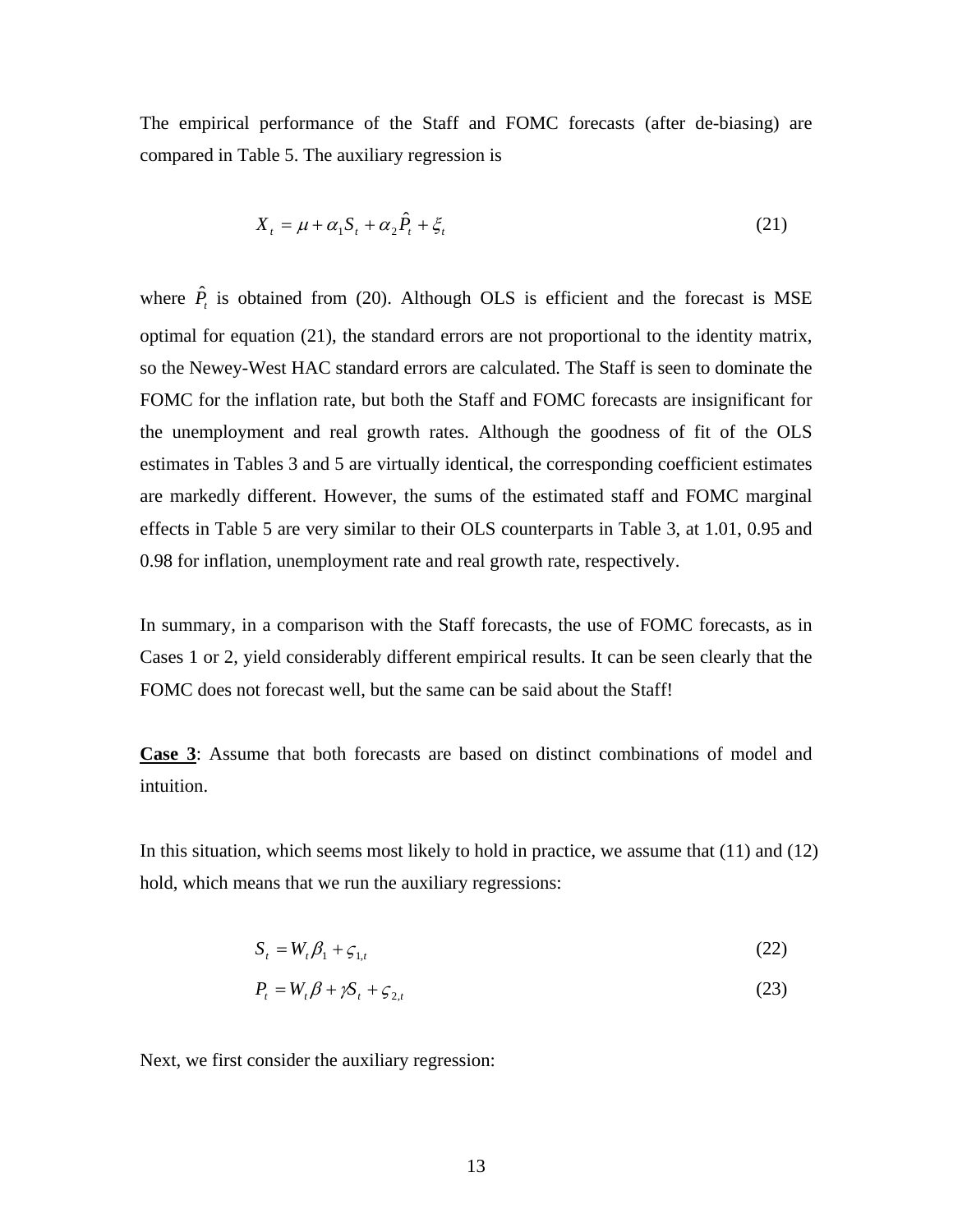The empirical performance of the Staff and FOMC forecasts (after de-biasing) are compared in Table 5. The auxiliary regression is

$$X_t = \mu + \alpha_1 S_t + \alpha_2 \hat{P}_t + \xi_t \tag{21}$$

where $\hat{P}_t$ is obtained from (20). Although OLS is efficient and the forecast is MSE optimal for equation (21), the standard errors are not proportional to the identity matrix, so the Newey-West HAC standard errors are calculated. The Staff is seen to dominate the FOMC for the inflation rate, but both the Staff and FOMC forecasts are insignificant for the unemployment and real growth rates. Although the goodness of fit of the OLS estimates in Tables 3 and 5 are virtually identical, the corresponding coefficient estimates are markedly different. However, the sums of the estimated staff and FOMC marginal effects in Table 5 are very similar to their OLS counterparts in Table 3, at 1.01, 0.95 and 0.98 for inflation, unemployment rate and real growth rate, respectively.

In summary, in a comparison with the Staff forecasts, the use of FOMC forecasts, as in Cases 1 or 2, yield considerably different empirical results. It can be seen clearly that the FOMC does not forecast well, but the same can be said about the Staff!

**Case 3**: Assume that both forecasts are based on distinct combinations of model and intuition.

In this situation, which seems most likely to hold in practice, we assume that (11) and (12) hold, which means that we run the auxiliary regressions:

$$S_t = W_t \beta_1 + \varsigma_{1,t} \tag{22}$$

$$P_t = W_t \beta + \gamma S_t + \varsigma_{2,t} \tag{23}$$

Next, we first consider the auxiliary regression: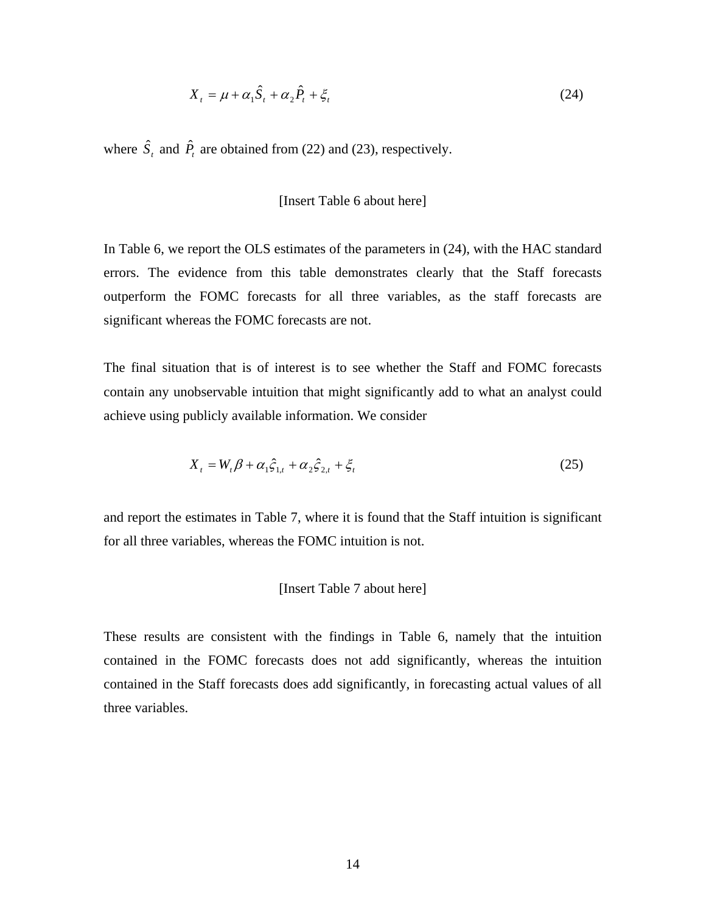$$X_t = \mu + \alpha_1 \hat{S}_t + \alpha_2 \hat{P}_t + \xi_t \tag{24}$$

where $\hat{S}_t$ and $\hat{P}_t$ are obtained from (22) and (23), respectively.

[Insert Table 6 about here]

In Table 6, we report the OLS estimates of the parameters in (24), with the HAC standard errors. The evidence from this table demonstrates clearly that the Staff forecasts outperform the FOMC forecasts for all three variables, as the staff forecasts are significant whereas the FOMC forecasts are not.

The final situation that is of interest is to see whether the Staff and FOMC forecasts contain any unobservable intuition that might significantly add to what an analyst could achieve using publicly available information. We consider

$$X_t = W_t \beta + \alpha_1 \hat{\varsigma}_{1,t} + \alpha_2 \hat{\varsigma}_{2,t} + \xi_t \tag{25}$$

and report the estimates in Table 7, where it is found that the Staff intuition is significant for all three variables, whereas the FOMC intuition is not.

[Insert Table 7 about here]

These results are consistent with the findings in Table 6, namely that the intuition contained in the FOMC forecasts does not add significantly, whereas the intuition contained in the Staff forecasts does add significantly, in forecasting actual values of all three variables.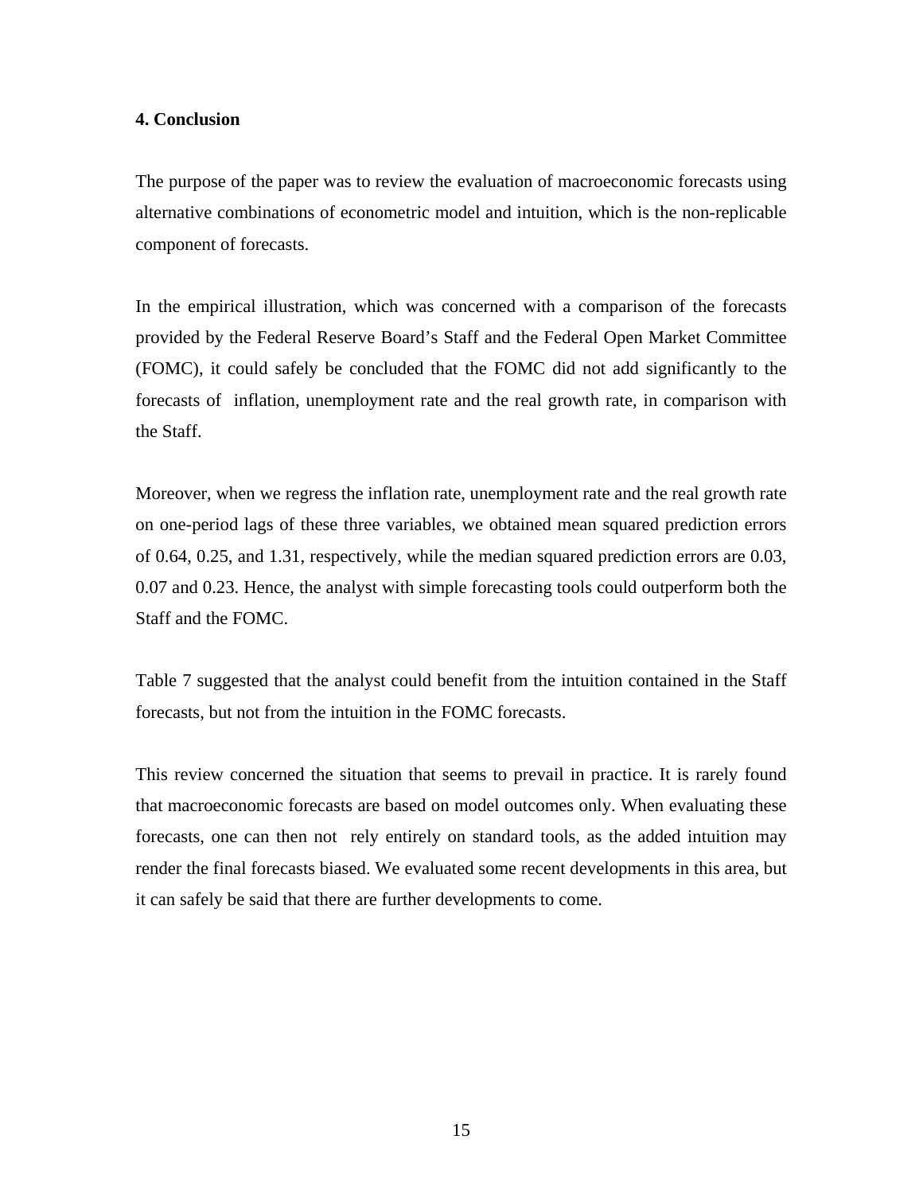## 4. Conclusion

The purpose of the paper was to review the evaluation of macroeconomic forecasts using alternative combinations of econometric model and intuition, which is the non-replicable component of forecasts.

In the empirical illustration, which was concerned with a comparison of the forecasts provided by the Federal Reserve Board's Staff and the Federal Open Market Committee (FOMC), it could safely be concluded that the FOMC did not add significantly to the forecasts of inflation, unemployment rate and the real growth rate, in comparison with the Staff.

Moreover, when we regress the inflation rate, unemployment rate and the real growth rate on one-period lags of these three variables, we obtained mean squared prediction errors of 0.64, 0.25, and 1.31, respectively, while the median squared prediction errors are 0.03, 0.07 and 0.23. Hence, the analyst with simple forecasting tools could outperform both the Staff and the FOMC.

Table 7 suggested that the analyst could benefit from the intuition contained in the Staff forecasts, but not from the intuition in the FOMC forecasts.

This review concerned the situation that seems to prevail in practice. It is rarely found that macroeconomic forecasts are based on model outcomes only. When evaluating these forecasts, one can then not rely entirely on standard tools, as the added intuition may render the final forecasts biased. We evaluated some recent developments in this area, but it can safely be said that there are further developments to come.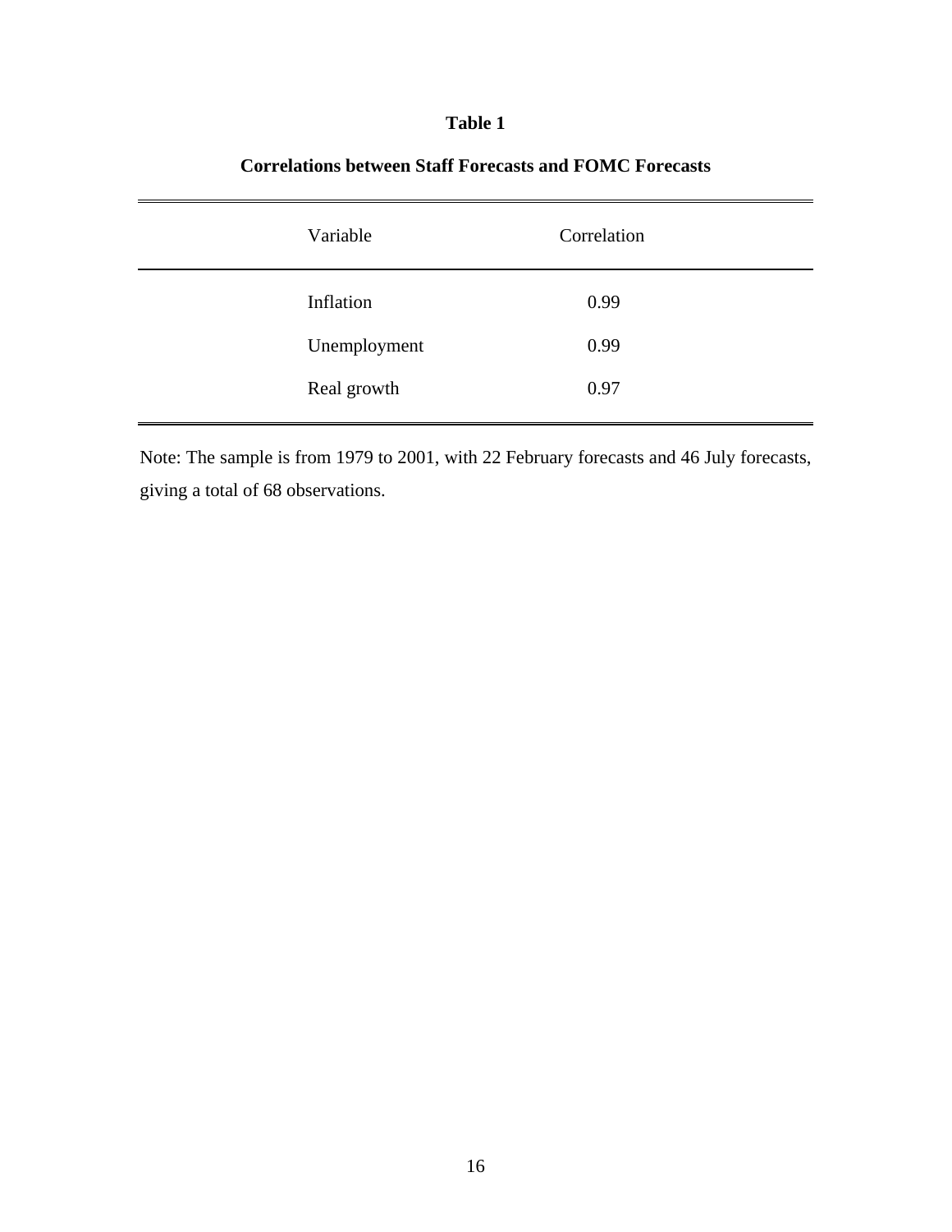**Table 1**

**Correlations between Staff Forecasts and FOMC Forecasts**

| Variable | Correlation |
|---|---|
| Inflation | 0.99 |
| Unemployment | 0.99 |
| Real growth | 0.97 |

Note: The sample is from 1979 to 2001, with 22 February forecasts and 46 July forecasts, giving a total of 68 observations.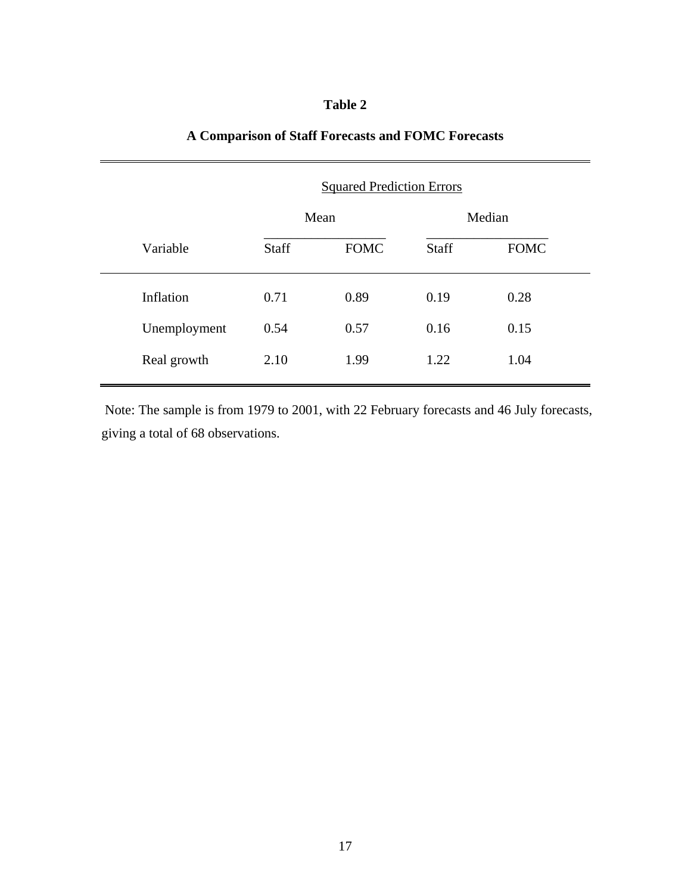**Table 2**

**A Comparison of Staff Forecasts and FOMC Forecasts**

| | Squared Prediction Errors | | | |
|---|---|---|---|---|
| | Mean | | Median | |
| Variable | Staff | FOMC | Staff | FOMC |
| Inflation | 0.71 | 0.89 | 0.19 | 0.28 |
| Unemployment | 0.54 | 0.57 | 0.16 | 0.15 |
| Real growth | 2.10 | 1.99 | 1.22 | 1.04 |

Note: The sample is from 1979 to 2001, with 22 February forecasts and 46 July forecasts, giving a total of 68 observations.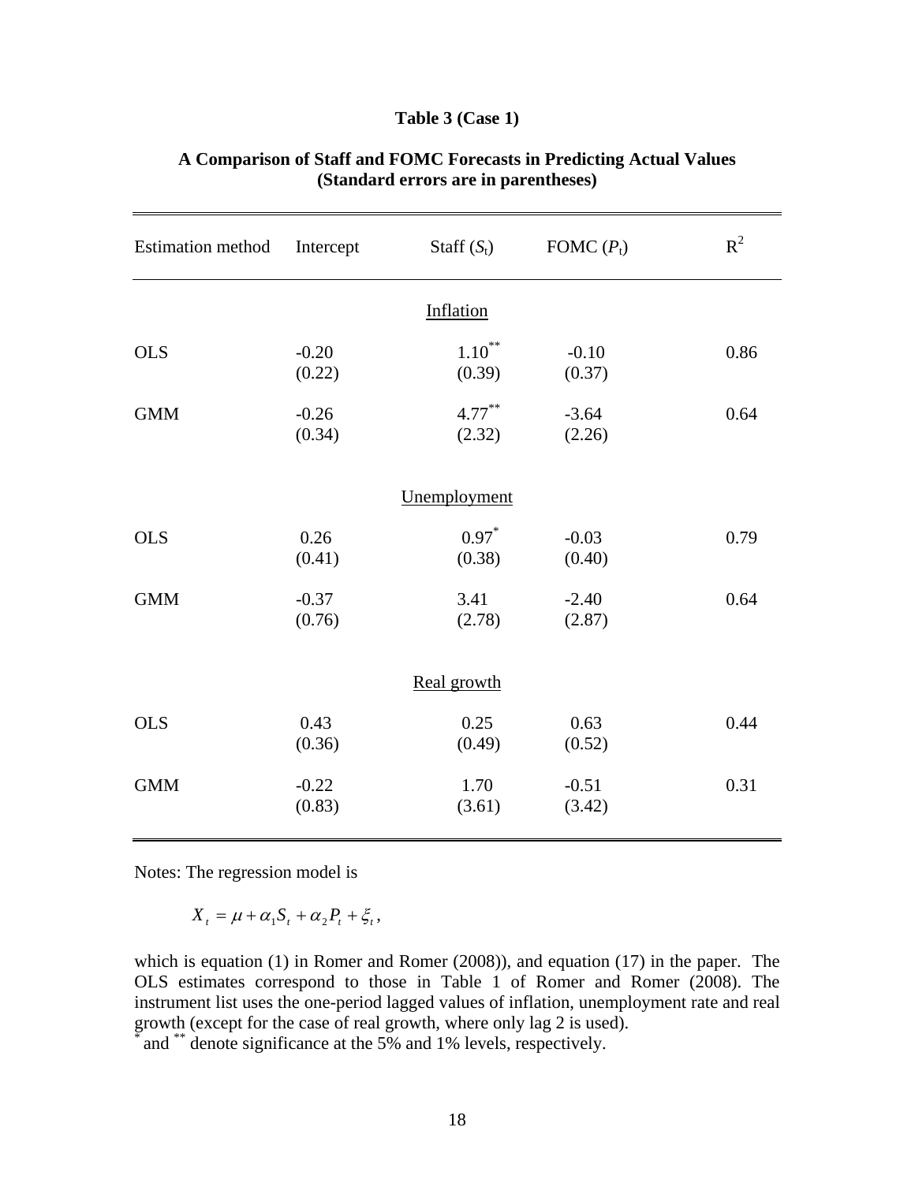**Table 3 (Case 1)**

**A Comparison of Staff and FOMC Forecasts in Predicting Actual Values (Standard errors are in parentheses)**

| Estimation method | Intercept | Staff ($S_t$) | FOMC ($P_t$) | $R^2$ |
|---|---|---|---|---|
| | | Inflation | | |
| OLS | -0.20 | $1.10^{**}$ | -0.10 | 0.86 |
| | (0.22) | (0.39) | (0.37) | |
| GMM | -0.26 | $4.77^{**}$ | -3.64 | 0.64 |
| | (0.34) | (2.32) | (2.26) | |
| | | Unemployment | | |
| OLS | 0.26 | $0.97^{*}$ | -0.03 | 0.79 |
| | (0.41) | (0.38) | (0.40) | |
| GMM | -0.37 | 3.41 | -2.40 | 0.64 |
| | (0.76) | (2.78) | (2.87) | |
| | | Real growth | | |
| OLS | 0.43 | 0.25 | 0.63 | 0.44 |
| | (0.36) | (0.49) | (0.52) | |
| GMM | -0.22 | 1.70 | -0.51 | 0.31 |
| | (0.83) | (3.61) | (3.42) | |

Notes: The regression model is

$$X_t = \mu + \alpha_1 S_t + \alpha_2 P_t + \xi_t,$$

which is equation (1) in Romer and Romer (2008)), and equation (17) in the paper. The OLS estimates correspond to those in Table 1 of Romer and Romer (2008). The instrument list uses the one-period lagged values of inflation, unemployment rate and real growth (except for the case of real growth, where only lag 2 is used).

$^{*}$ and $^{**}$ denote significance at the 5% and 1% levels, respectively.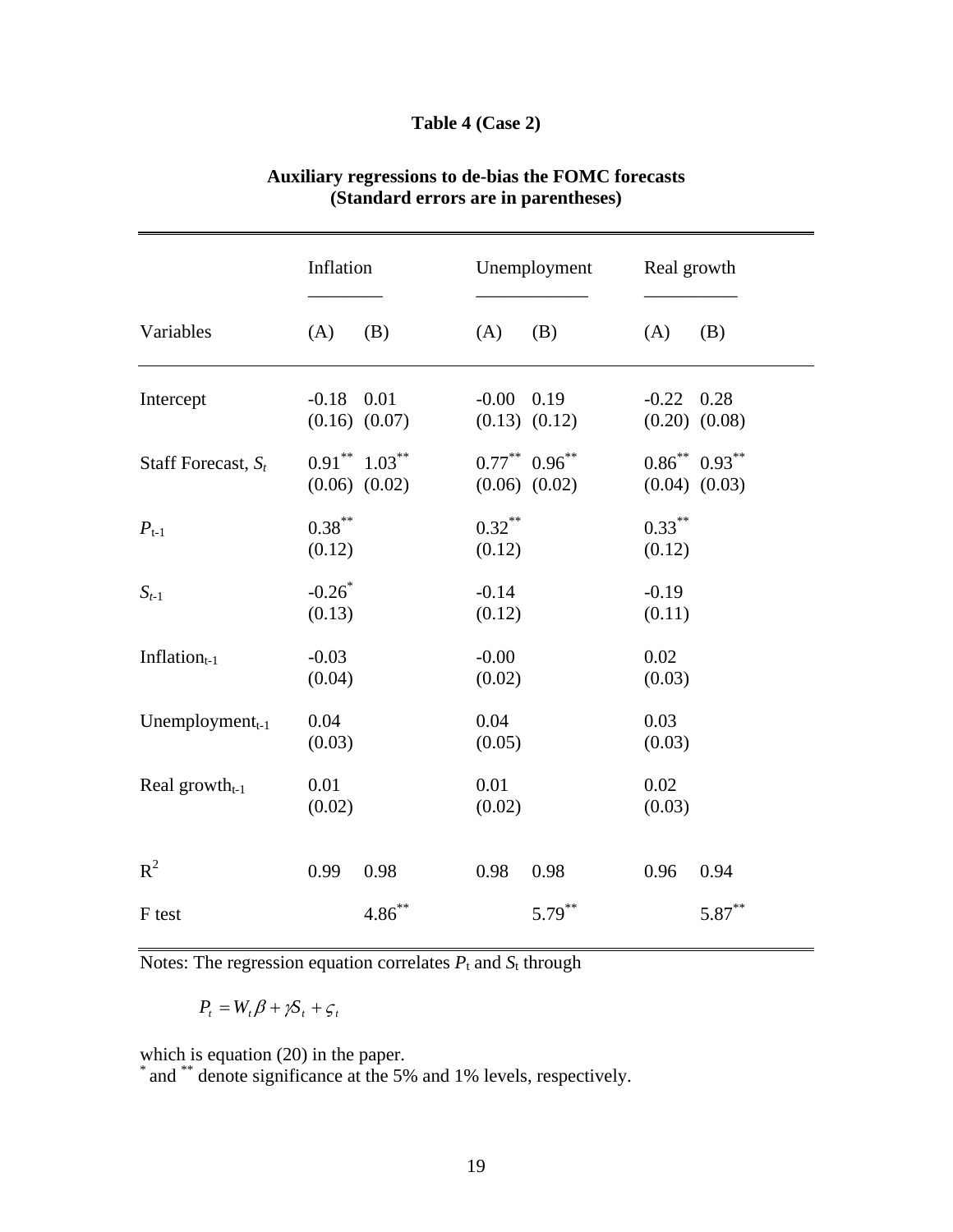**Table 4 (Case 2)**

**Auxiliary regressions to de-bias the FOMC forecasts (Standard errors are in parentheses)**

| | Inflation | | Unemployment | | Real growth | |
|---|---|---|---|---|---|---|
| Variables | (A) | (B) | (A) | (B) | (A) | (B) |
| Intercept | -0.18 (0.16) | 0.01 (0.07) | -0.00 (0.13) | 0.19 (0.12) | -0.22 (0.20) | 0.28 (0.08) |
| Staff Forecast, $S_t$ | 0.91** (0.06) | 1.03** (0.02) | 0.77** (0.06) | 0.96** (0.02) | 0.86** (0.04) | 0.93** (0.03) |
| $P_{t-1}$ | 0.38** (0.12) | | 0.32** (0.12) | | 0.33** (0.12) | |
| $S_{t-1}$ | -0.26* (0.13) | | -0.14 (0.12) | | -0.19 (0.11) | |
| $\text{Inflation}_{t-1}$ | -0.03 (0.04) | | -0.00 (0.02) | | 0.02 (0.03) | |
| $\text{Unemployment}_{t-1}$ | 0.04 (0.03) | | 0.04 (0.05) | | 0.03 (0.03) | |
| $\text{Real growth}_{t-1}$ | 0.01 (0.02) | | 0.01 (0.02) | | 0.02 (0.03) | |
| $R^2$ | 0.99 | 0.98 | 0.98 | 0.98 | 0.96 | 0.94 |
| F test | | 4.86** | | 5.79** | | 5.87** |

Notes: The regression equation correlates $P_t$ and $S_t$ through

$$P_t = W_t \beta + \gamma S_t + \varsigma_t$$

which is equation (20) in the paper.

* and ** denote significance at the 5% and 1% levels, respectively.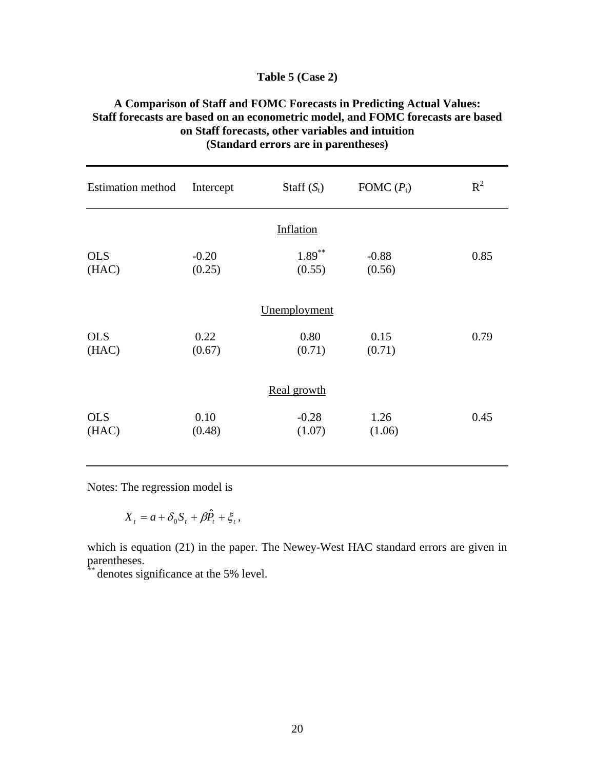### Table 5 (Case 2)

**A Comparison of Staff and FOMC Forecasts in Predicting Actual Values: Staff forecasts are based on an econometric model, and FOMC forecasts are based on Staff forecasts, other variables and intuition (Standard errors are in parentheses)**

| Estimation method | Intercept | Staff ($S_t$) | FOMC ($P_t$) | $R^2$ |
|---|---|---|---|---|
| | | Inflation | | |
| OLS (HAC) | -0.20 (0.25) | 1.89** (0.55) | -0.88 (0.56) | 0.85 |
| | | Unemployment | | |
| OLS (HAC) | 0.22 (0.67) | 0.80 (0.71) | 0.15 (0.71) | 0.79 |
| | | Real growth | | |
| OLS (HAC) | 0.10 (0.48) | -0.28 (1.07) | 1.26 (1.06) | 0.45 |

Notes: The regression model is

$$X_t = a + \delta_0 S_t + \beta \hat{P}_t + \xi_t ,$$

which is equation (21) in the paper. The Newey-West HAC standard errors are given in parentheses.
** denotes significance at the 5% level.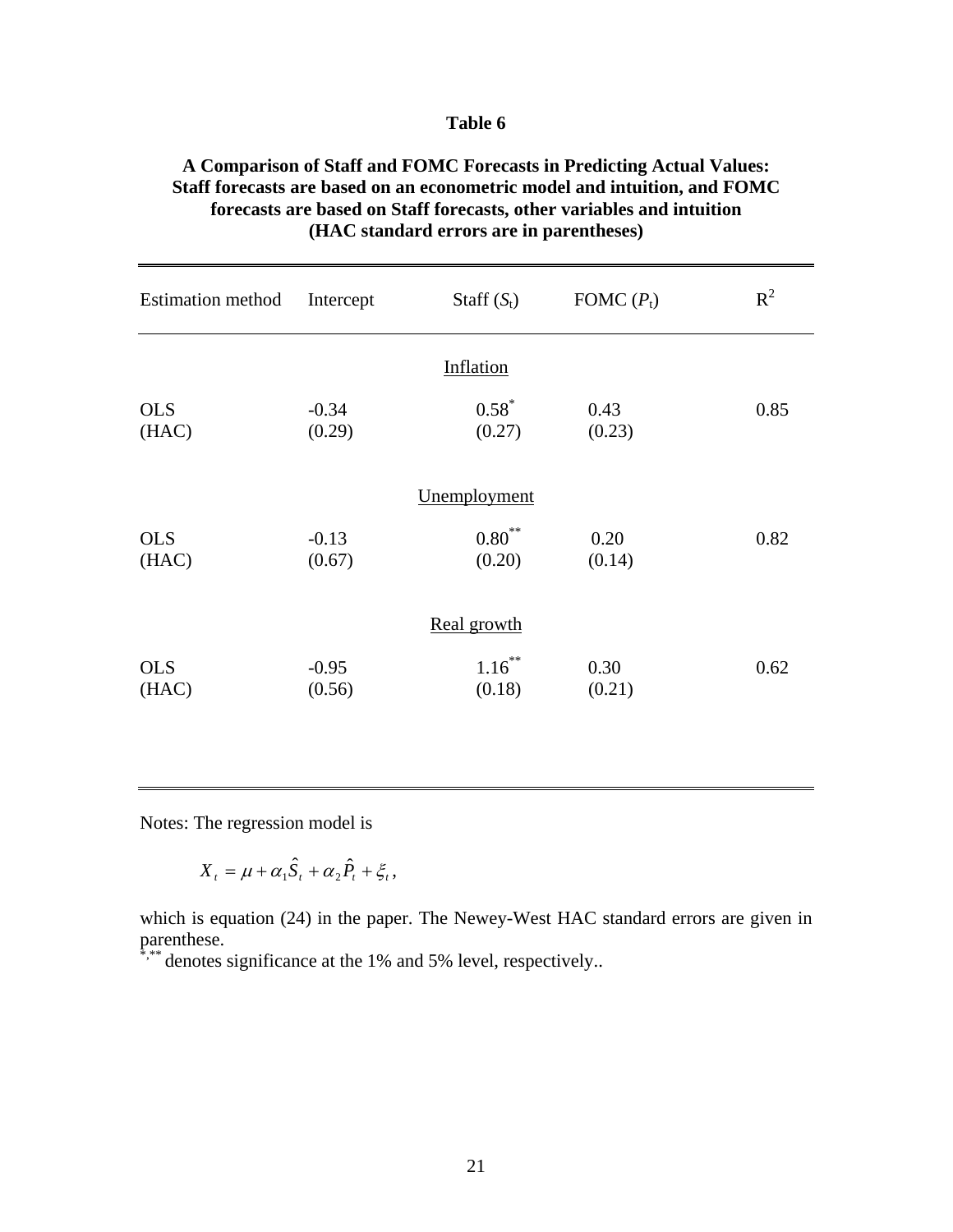# Table 6

**A Comparison of Staff and FOMC Forecasts in Predicting Actual Values: Staff forecasts are based on an econometric model and intuition, and FOMC forecasts are based on Staff forecasts, other variables and intuition (HAC standard errors are in parentheses)**

| Estimation method | Intercept | Staff ($S_t$) | FOMC ($P_t$) | $R^2$ |
|---|---|---|---|---|
| | | Inflation | | |
| OLS (HAC) | -0.34 (0.29) | 0.58* (0.27) | 0.43 (0.23) | 0.85 |
| | | Unemployment | | |
| OLS (HAC) | -0.13 (0.67) | 0.80** (0.20) | 0.20 (0.14) | 0.82 |
| | | Real growth | | |
| OLS (HAC) | -0.95 (0.56) | 1.16** (0.18) | 0.30 (0.21) | 0.62 |

Notes: The regression model is

$$X_t = \mu + \alpha_1 \hat{S}_t + \alpha_2 \hat{P}_t + \xi_t,$$

which is equation (24) in the paper. The Newey-West HAC standard errors are given in parenthese.

*,** denotes significance at the 1% and 5% level, respectively..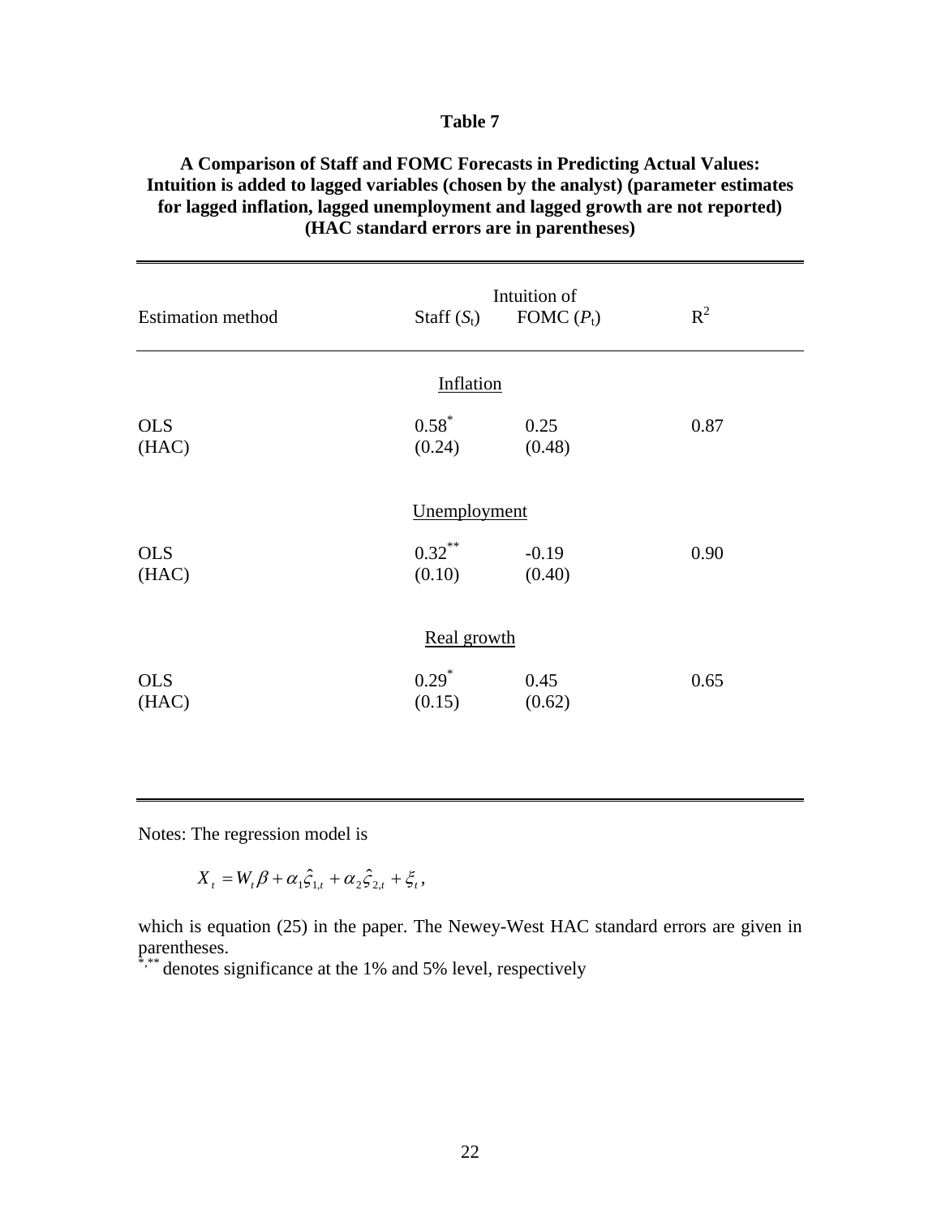## Table 7

**A Comparison of Staff and FOMC Forecasts in Predicting Actual Values: Intuition is added to lagged variables (chosen by the analyst) (parameter estimates for lagged inflation, lagged unemployment and lagged growth are not reported) (HAC standard errors are in parentheses)**

| | Intuition of | | |
|---|---|---|---|
| Estimation method | Staff ($S_t$) | FOMC ($P_t$) | $R^2$ |
| | Inflation | | |
| OLS | $0.58^{*}$ | 0.25 | 0.87 |
| (HAC) | (0.24) | (0.48) | |
| | Unemployment | | |
| OLS | $0.32^{**}$ | -0.19 | 0.90 |
| (HAC) | (0.10) | (0.40) | |
| | Real growth | | |
| OLS | $0.29^{*}$ | 0.45 | 0.65 |
| (HAC) | (0.15) | (0.62) | |

Notes: The regression model is

$$X_t = W_t \beta + \alpha_1 \hat{\varsigma}_{1,t} + \alpha_2 \hat{\varsigma}_{2,t} + \xi_t,$$

which is equation (25) in the paper. The Newey-West HAC standard errors are given in parentheses.

$^{*,**}$ denotes significance at the 1% and 5% level, respectively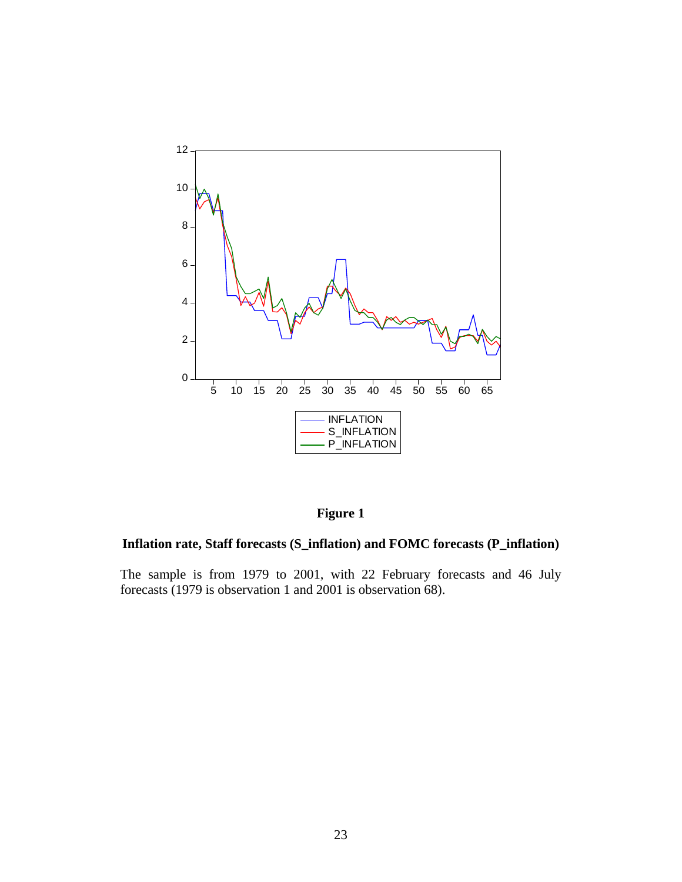12
10
8
6
4
2
0
5 10 15 20 25 30 35 40 45 50 55 60 65

INFLATION
S_INFLATION
P_INFLATION

**Figure 1**

**Inflation rate, Staff forecasts (S_inflation) and FOMC forecasts (P_inflation)**

The sample is from 1979 to 2001, with 22 February forecasts and 46 July forecasts (1979 is observation 1 and 2001 is observation 68).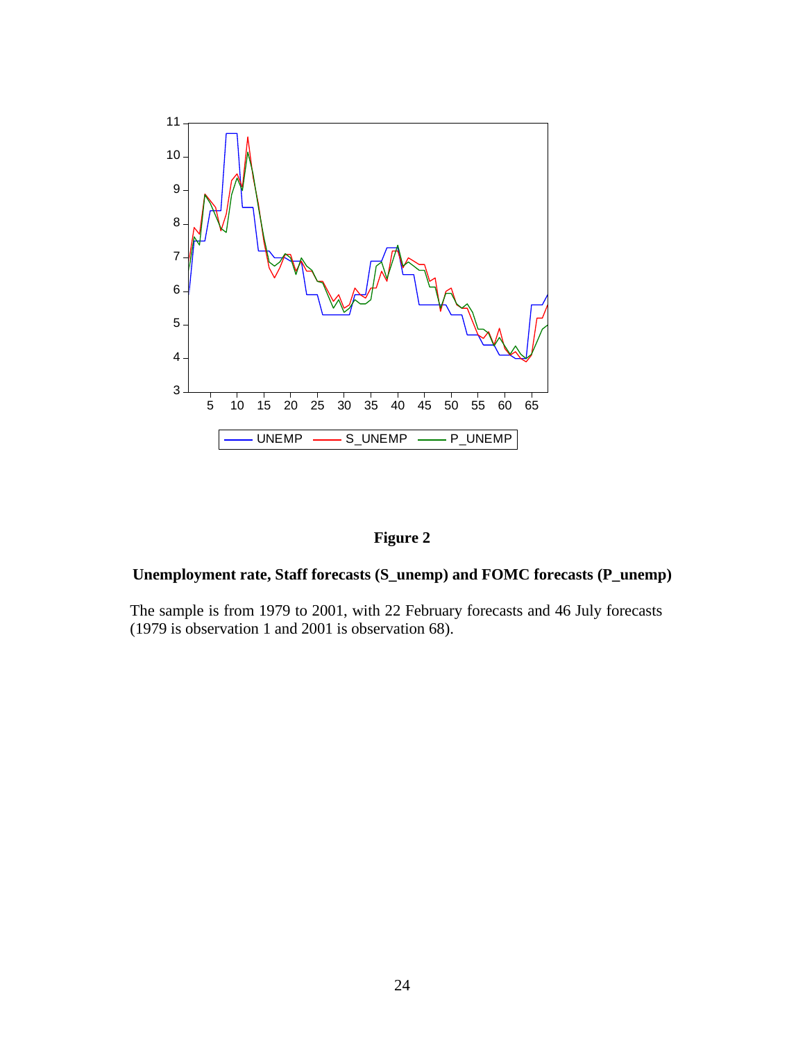11
10
9
8
7
6
5
4
3

5 10 15 20 25 30 35 40 45 50 55 60 65

UNEMP S_UNEMP P_UNEMP

**Figure 2**

**Unemployment rate, Staff forecasts (S_unemp) and FOMC forecasts (P_unemp)**

The sample is from 1979 to 2001, with 22 February forecasts and 46 July forecasts (1979 is observation 1 and 2001 is observation 68).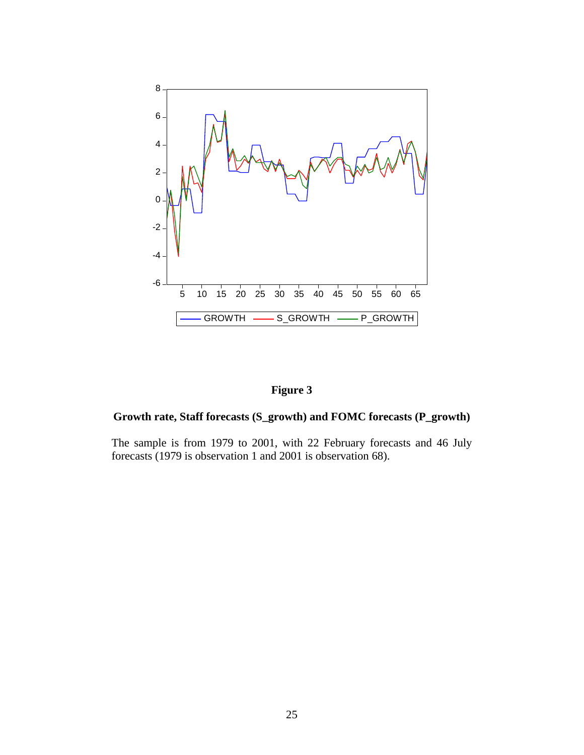8
6
4
2
0
-2
-4
-6

5 10 15 20 25 30 35 40 45 50 55 60 65

GROWTH S_GROWTH P_GROWTH

**Figure 3**

**Growth rate, Staff forecasts (S_growth) and FOMC forecasts (P_growth)**

The sample is from 1979 to 2001, with 22 February forecasts and 46 July forecasts (1979 is observation 1 and 2001 is observation 68).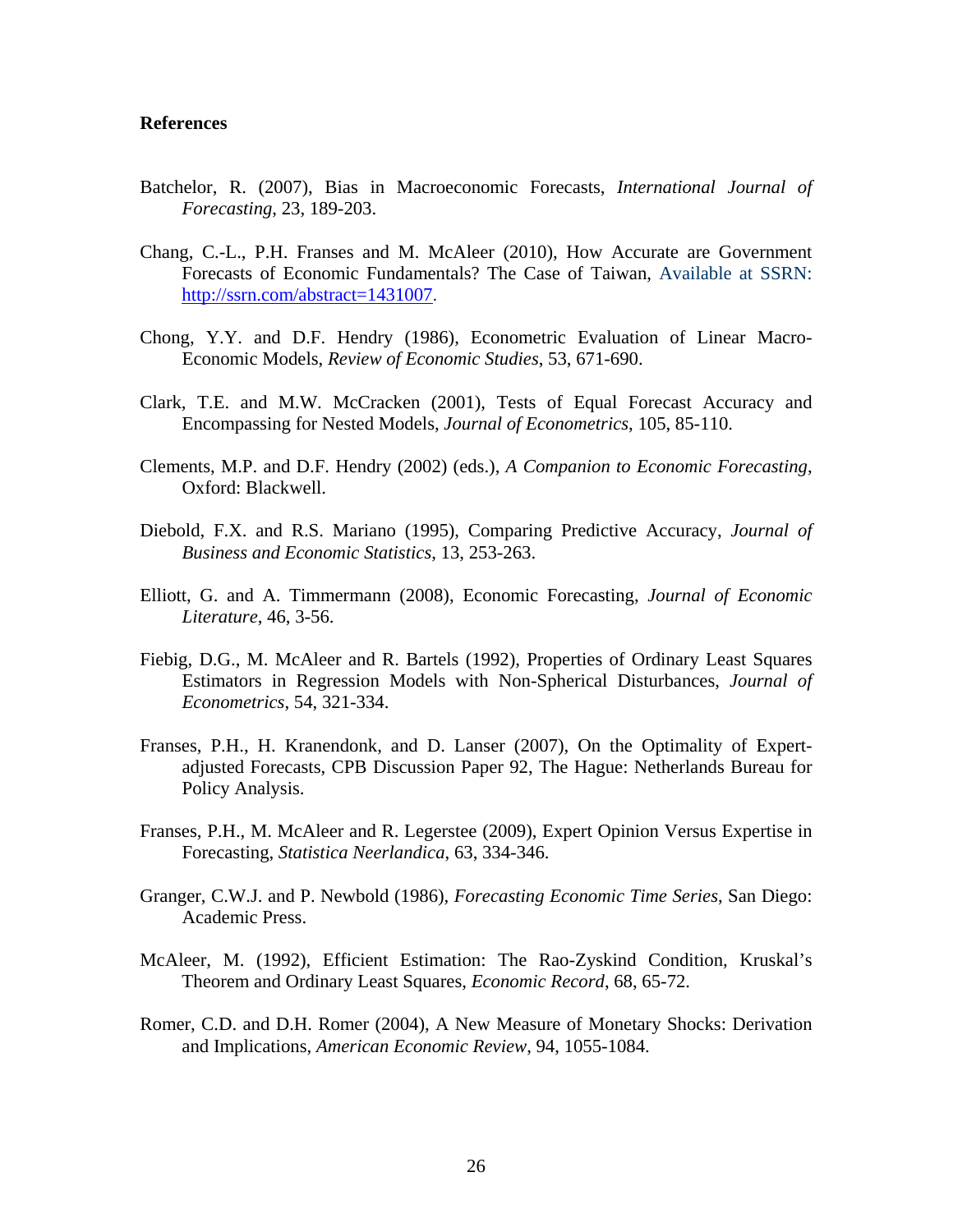**References**

Batchelor, R. (2007), Bias in Macroeconomic Forecasts, *International Journal of Forecasting*, 23, 189-203.

Chang, C.-L., P.H. Franses and M. McAleer (2010), How Accurate are Government Forecasts of Economic Fundamentals? The Case of Taiwan, Available at SSRN: http://ssrn.com/abstract=1431007.

Chong, Y.Y. and D.F. Hendry (1986), Econometric Evaluation of Linear Macro-Economic Models, *Review of Economic Studies*, 53, 671-690.

Clark, T.E. and M.W. McCracken (2001), Tests of Equal Forecast Accuracy and Encompassing for Nested Models, *Journal of Econometrics*, 105, 85-110.

Clements, M.P. and D.F. Hendry (2002) (eds.), *A Companion to Economic Forecasting*, Oxford: Blackwell.

Diebold, F.X. and R.S. Mariano (1995), Comparing Predictive Accuracy, *Journal of Business and Economic Statistics*, 13, 253-263.

Elliott, G. and A. Timmermann (2008), Economic Forecasting, *Journal of Economic Literature*, 46, 3-56.

Fiebig, D.G., M. McAleer and R. Bartels (1992), Properties of Ordinary Least Squares Estimators in Regression Models with Non-Spherical Disturbances, *Journal of Econometrics*, 54, 321-334.

Franses, P.H., H. Kranendonk, and D. Lanser (2007), On the Optimality of Expert-adjusted Forecasts, CPB Discussion Paper 92, The Hague: Netherlands Bureau for Policy Analysis.

Franses, P.H., M. McAleer and R. Legerstee (2009), Expert Opinion Versus Expertise in Forecasting, *Statistica Neerlandica*, 63, 334-346.

Granger, C.W.J. and P. Newbold (1986), *Forecasting Economic Time Series*, San Diego: Academic Press.

McAleer, M. (1992), Efficient Estimation: The Rao-Zyskind Condition, Kruskal's Theorem and Ordinary Least Squares, *Economic Record*, 68, 65-72.

Romer, C.D. and D.H. Romer (2004), A New Measure of Monetary Shocks: Derivation and Implications, *American Economic Review*, 94, 1055-1084.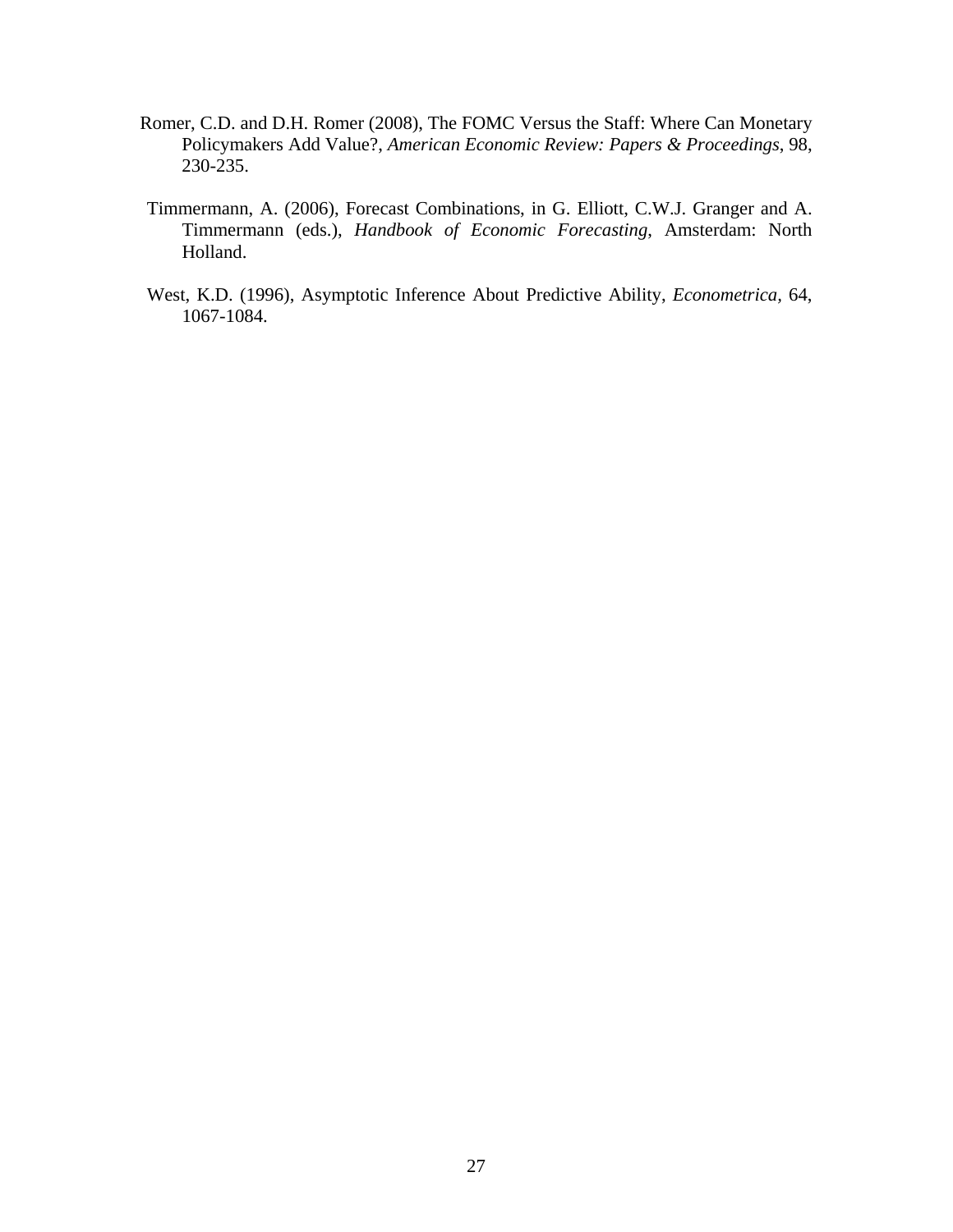Romer, C.D. and D.H. Romer (2008), The FOMC Versus the Staff: Where Can Monetary Policymakers Add Value?, *American Economic Review: Papers & Proceedings*, 98, 230-235.

Timmermann, A. (2006), Forecast Combinations, in G. Elliott, C.W.J. Granger and A. Timmermann (eds.), *Handbook of Economic Forecasting*, Amsterdam: North Holland.

West, K.D. (1996), Asymptotic Inference About Predictive Ability, *Econometrica*, 64, 1067-1084.